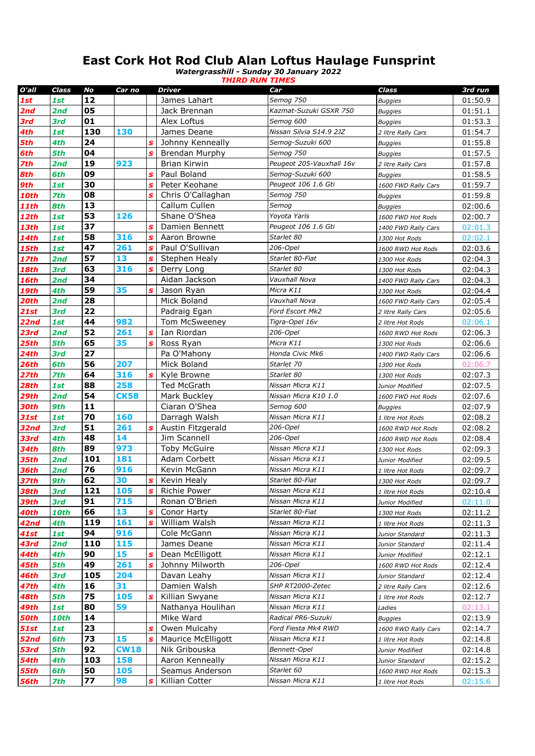# East Cork Hot Rod Club Alan Loftus Haulage Funsprint

***Watergrasshill - Sunday 30 January 2022***

***THIRD RUN TIMES***

| O'all | Class | No | Car no | | Driver | Car | Class | 3rd run |
|---|---|---|---|---|---|---|---|---|
| 1st | 1st | 12 | | | James Lahart | Semog 750 | Buggies | 01:50.9 |
| 2nd | 2nd | 05 | | | Jack Brennan | Kazmat-Suzuki GSXR 750 | Buggies | 01:51.1 |
| 3rd | 3rd | 01 | | | Alex Loftus | Semog 600 | Buggies | 01:53.3 |
| 4th | 1st | 130 | 130 | | James Deane | Nissan Silvia S14.9 2JZ | 2 litre Rally Cars | 01:54.7 |
| 5th | 4th | 24 | | s | Johnny Kenneally | Semog-Suzuki 600 | Buggies | 01:55.8 |
| 6th | 5th | 04 | | s | Brendan Murphy | Semog 750 | Buggies | 01:57.5 |
| 7th | 2nd | 19 | 923 | | Brian Kirwin | Peugeot 205-Vauxhall 16v | 2 litre Rally Cars | 01:57.8 |
| 8th | 6th | 09 | | s | Paul Boland | Semog-Suzuki 600 | Buggies | 01:58.5 |
| 9th | 1st | 30 | | s | Peter Keohane | Peugeot 106 1.6 Gti | 1600 FWD Rally Cars | 01:59.7 |
| 10th | 7th | 08 | | s | Chris O'Callaghan | Semog 750 | Buggies | 01:59.8 |
| 11th | 8th | 13 | | | Callum Cullen | Semog | Buggies | 02:00.6 |
| 12th | 1st | 53 | 126 | | Shane O'Shea | Yoyota Yaris | 1600 FWD Hot Rods | 02:00.7 |
| 13th | 1st | 37 | | s | Damien Bennett | Peugeot 106 1.6 Gti | 1400 FWD Rally Cars | 02:01.3 |
| 14th | 1st | 58 | 316 | s | Aaron Browne | Starlet 80 | 1300 Hot Rods | 02:02.1 |
| 15th | 1st | 47 | 261 | s | Paul O'Sullivan | 206-Opel | 1600 RWD Hot Rods | 02:03.6 |
| 17th | 2nd | 57 | 13 | s | Stephen Healy | Starlet 80-Fiat | 1300 Hot Rods | 02:04.3 |
| 18th | 3rd | 63 | 316 | s | Derry Long | Starlet 80 | 1300 Hot Rods | 02:04.3 |
| 16th | 2nd | 34 | | | Aidan Jackson | Vauxhall Nova | 1400 FWD Rally Cars | 02:04.3 |
| 19th | 4th | 59 | 35 | s | Jason Ryan | Micra K11 | 1300 Hot Rods | 02:04.4 |
| 20th | 2nd | 28 | | | Mick Boland | Vauxhall Nova | 1600 FWD Rally Cars | 02:05.4 |
| 21st | 3rd | 22 | | | Padraig Egan | Ford Escort Mk2 | 2 litre Rally Cars | 02:05.6 |
| 22nd | 1st | 44 | 982 | | Tom McSweeney | Tigra-Opel 16v | 2 litre Hot Rods | 02:06.1 |
| 23rd | 2nd | 52 | 261 | s | Ian Riordan | 206-Opel | 1600 RWD Hot Rods | 02:06.3 |
| 25th | 5th | 65 | 35 | s | Ross Ryan | Micra K11 | 1300 Hot Rods | 02:06.6 |
| 24th | 3rd | 27 | | | Pa O'Mahony | Honda Civic Mk6 | 1400 FWD Rally Cars | 02:06.6 |
| 26th | 6th | 56 | 207 | | Mick Boland | Starlet 70 | 1300 Hot Rods | 02:06.7 |
| 27th | 7th | 64 | 316 | s | Kyle Browne | Starlet 80 | 1300 Hot Rods | 02:07.3 |
| 28th | 1st | 88 | 258 | | Ted McGrath | Nissan Micra K11 | Junior Modified | 02:07.5 |
| 29th | 2nd | 54 | CK58 | | Mark Buckley | Nissan Micra K10 1.0 | 1600 FWD Hot Rods | 02:07.6 |
| 30th | 9th | 11 | | | Ciaran O'Shea | Semog 600 | Buggies | 02:07.9 |
| 31st | 1st | 70 | 160 | | Darragh Walsh | Nissan Micra K11 | 1 litre Hot Rods | 02:08.2 |
| 32nd | 3rd | 51 | 261 | s | Austin Fitzgerald | 206-Opel | 1600 RWD Hot Rods | 02:08.2 |
| 33rd | 4th | 48 | 14 | | Jim Scannell | 206-Opel | 1600 RWD Hot Rods | 02:08.4 |
| 34th | 8th | 89 | 973 | | Toby McGuire | Nissan Micra K11 | 1300 Hot Rods | 02:09.3 |
| 35th | 2nd | 101 | 181 | | Adam Corbett | Nissan Micra K11 | Junior Modified | 02:09.5 |
| 36th | 2nd | 76 | 916 | | Kevin McGann | Nissan Micra K11 | 1 litre Hot Rods | 02:09.7 |
| 37th | 9th | 62 | 30 | s | Kevin Healy | Starlet 80-Fiat | 1300 Hot Rods | 02:09.7 |
| 38th | 3rd | 121 | 105 | s | Richie Power | Nissan Micra K11 | 1 litre Hot Rods | 02:10.4 |
| 39th | 3rd | 91 | 715 | | Ronan O'Brien | Nissan Micra K11 | Junior Modified | 02:11.0 |
| 40th | 10th | 66 | 13 | s | Conor Harty | Starlet 80-Fiat | 1300 Hot Rods | 02:11.2 |
| 42nd | 4th | 119 | 161 | s | William Walsh | Nissan Micra K11 | 1 litre Hot Rods | 02:11.3 |
| 41st | 1st | 94 | 916 | | Cole McGann | Nissan Micra K11 | Junior Standard | 02:11.3 |
| 43rd | 2nd | 110 | 115 | | James Deane | Nissan Micra K11 | Junior Standard | 02:11.4 |
| 44th | 4th | 90 | 15 | s | Dean McElligott | Nissan Micra K11 | Junior Modified | 02:12.1 |
| 45th | 5th | 49 | 261 | s | Johnny Milworth | 206-Opel | 1600 RWD Hot Rods | 02:12.4 |
| 46th | 3rd | 105 | 204 | | Davan Leahy | Nissan Micra K11 | Junior Standard | 02:12.4 |
| 47th | 4th | 16 | 31 | | Damien Walsh | SHP RT2000-Zetec | 2 litre Rally Cars | 02:12.6 |
| 48th | 5th | 75 | 105 | s | Killian Swyane | Nissan Micra K11 | 1 litre Hot Rods | 02:12.7 |
| 49th | 1st | 80 | 59 | | Nathanya Houlihan | Nissan Micra K11 | Ladies | 02:13.1 |
| 50th | 10th | 14 | | | Mike Ward | Radical PR6-Suzuki | Buggies | 02:13.9 |
| 51st | 1st | 23 | | s | Owen Mulcahy | Ford Fiesta Mk4 RWD | 1600 RWD Rally Cars | 02:14.7 |
| 52nd | 6th | 73 | 15 | s | Maurice McElligott | Nissan Micra K11 | 1 litre Hot Rods | 02:14.8 |
| 53rd | 5th | 92 | CW18 | | Nik Gribouska | Bennett-Opel | Junior Modified | 02:14.8 |
| 54th | 4th | 103 | 158 | | Aaron Kenneally | Nissan Micra K11 | Junior Standard | 02:15.2 |
| 55th | 6th | 50 | 105 | | Seamus Anderson | Starlet 60 | 1600 RWD Hot Rods | 02:15.3 |
| 56th | 7th | 77 | 98 | s | Killian Cotter | Nissan Micra K11 | 1 litre Hot Rods | 02:15.6 |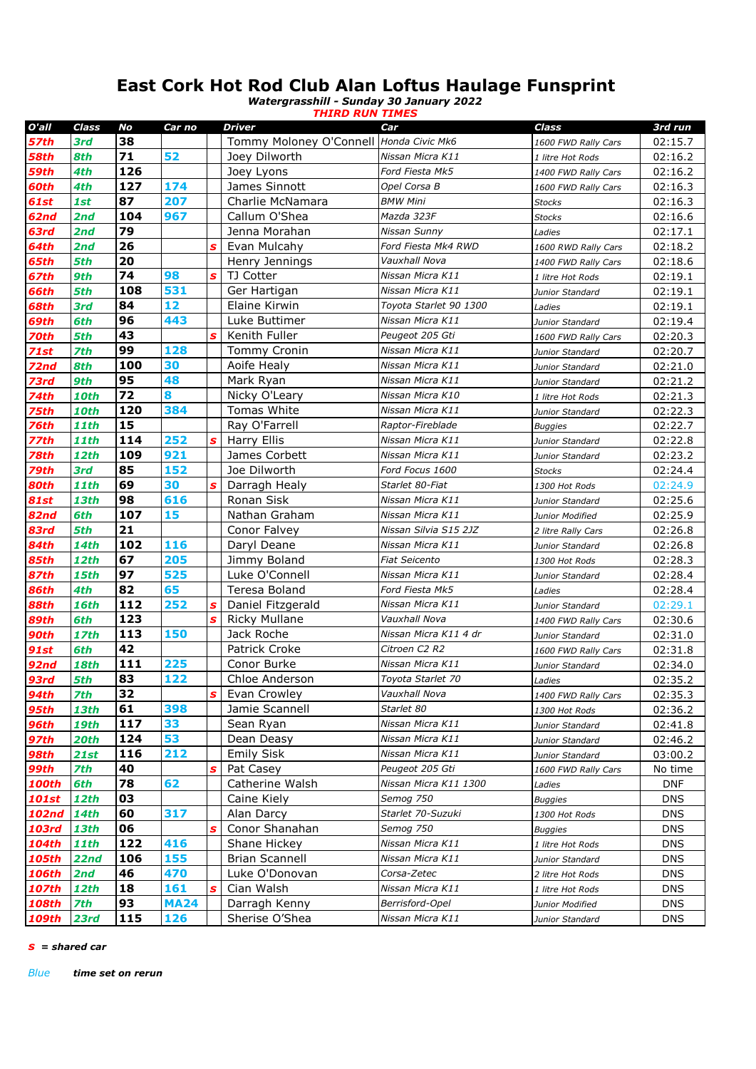# East Cork Hot Rod Club Alan Loftus Haulage Funsprint

***Watergrasshill - Sunday 30 January 2022***

***THIRD RUN TIMES***

| O'all | Class | No | Car no | | Driver | Car | Class | 3rd run |
|---|---|---|---|---|---|---|---|---|
| 57th | 3rd | 38 | | | Tommy Moloney O'Connell | Honda Civic Mk6 | 1600 FWD Rally Cars | 02:15.7 |
| 58th | 8th | 71 | 52 | | Joey Dilworth | Nissan Micra K11 | 1 litre Hot Rods | 02:16.2 |
| 59th | 4th | 126 | | | Joey Lyons | Ford Fiesta Mk5 | 1400 FWD Rally Cars | 02:16.2 |
| 60th | 4th | 127 | 174 | | James Sinnott | Opel Corsa B | 1600 FWD Rally Cars | 02:16.3 |
| 61st | 1st | 87 | 207 | | Charlie McNamara | BMW Mini | Stocks | 02:16.3 |
| 62nd | 2nd | 104 | 967 | | Callum O'Shea | Mazda 323F | Stocks | 02:16.6 |
| 63rd | 2nd | 79 | | | Jenna Morahan | Nissan Sunny | Ladies | 02:17.1 |
| 64th | 2nd | 26 | | s | Evan Mulcahy | Ford Fiesta Mk4 RWD | 1600 RWD Rally Cars | 02:18.2 |
| 65th | 5th | 20 | | | Henry Jennings | Vauxhall Nova | 1400 FWD Rally Cars | 02:18.6 |
| 67th | 9th | 74 | 98 | s | TJ Cotter | Nissan Micra K11 | 1 litre Hot Rods | 02:19.1 |
| 66th | 5th | 108 | 531 | | Ger Hartigan | Nissan Micra K11 | Junior Standard | 02:19.1 |
| 68th | 3rd | 84 | 12 | | Elaine Kirwin | Toyota Starlet 90 1300 | Ladies | 02:19.1 |
| 69th | 6th | 96 | 443 | | Luke Buttimer | Nissan Micra K11 | Junior Standard | 02:19.4 |
| 70th | 5th | 43 | | s | Kenith Fuller | Peugeot 205 Gti | 1600 FWD Rally Cars | 02:20.3 |
| 71st | 7th | 99 | 128 | | Tommy Cronin | Nissan Micra K11 | Junior Standard | 02:20.7 |
| 72nd | 8th | 100 | 30 | | Aoife Healy | Nissan Micra K11 | Junior Standard | 02:21.0 |
| 73rd | 9th | 95 | 48 | | Mark Ryan | Nissan Micra K11 | Junior Standard | 02:21.2 |
| 74th | 10th | 72 | 8 | | Nicky O'Leary | Nissan Micra K10 | 1 litre Hot Rods | 02:21.3 |
| 75th | 10th | 120 | 384 | | Tomas White | Nissan Micra K11 | Junior Standard | 02:22.3 |
| 76th | 11th | 15 | | | Ray O'Farrell | Raptor-Fireblade | Buggies | 02:22.7 |
| 77th | 11th | 114 | 252 | s | Harry Ellis | Nissan Micra K11 | Junior Standard | 02:22.8 |
| 78th | 12th | 109 | 921 | | James Corbett | Nissan Micra K11 | Junior Standard | 02:23.2 |
| 79th | 3rd | 85 | 152 | | Joe Dilworth | Ford Focus 1600 | Stocks | 02:24.4 |
| 80th | 11th | 69 | 30 | s | Darragh Healy | Starlet 80-Fiat | 1300 Hot Rods | 02:24.9 |
| 81st | 13th | 98 | 616 | | Ronan Sisk | Nissan Micra K11 | Junior Standard | 02:25.6 |
| 82nd | 6th | 107 | 15 | | Nathan Graham | Nissan Micra K11 | Junior Modified | 02:25.9 |
| 83rd | 5th | 21 | | | Conor Falvey | Nissan Silvia S15 2JZ | 2 litre Rally Cars | 02:26.8 |
| 84th | 14th | 102 | 116 | | Daryl Deane | Nissan Micra K11 | Junior Standard | 02:26.8 |
| 85th | 12th | 67 | 205 | | Jimmy Boland | Fiat Seicento | 1300 Hot Rods | 02:28.3 |
| 87th | 15th | 97 | 525 | | Luke O'Connell | Nissan Micra K11 | Junior Standard | 02:28.4 |
| 86th | 4th | 82 | 65 | | Teresa Boland | Ford Fiesta Mk5 | Ladies | 02:28.4 |
| 88th | 16th | 112 | 252 | s | Daniel Fitzgerald | Nissan Micra K11 | Junior Standard | 02:29.1 |
| 89th | 6th | 123 | | s | Ricky Mullane | Vauxhall Nova | 1400 FWD Rally Cars | 02:30.6 |
| 90th | 17th | 113 | 150 | | Jack Roche | Nissan Micra K11 4 dr | Junior Standard | 02:31.0 |
| 91st | 6th | 42 | | | Patrick Croke | Citroen C2 R2 | 1600 FWD Rally Cars | 02:31.8 |
| 92nd | 18th | 111 | 225 | | Conor Burke | Nissan Micra K11 | Junior Standard | 02:34.0 |
| 93rd | 5th | 83 | 122 | | Chloe Anderson | Toyota Starlet 70 | Ladies | 02:35.2 |
| 94th | 7th | 32 | | s | Evan Crowley | Vauxhall Nova | 1400 FWD Rally Cars | 02:35.3 |
| 95th | 13th | 61 | 398 | | Jamie Scannell | Starlet 80 | 1300 Hot Rods | 02:36.2 |
| 96th | 19th | 117 | 33 | | Sean Ryan | Nissan Micra K11 | Junior Standard | 02:41.8 |
| 97th | 20th | 124 | 53 | | Dean Deasy | Nissan Micra K11 | Junior Standard | 02:46.2 |
| 98th | 21st | 116 | 212 | | Emily Sisk | Nissan Micra K11 | Junior Standard | 03:00.2 |
| 99th | 7th | 40 | | s | Pat Casey | Peugeot 205 Gti | 1600 FWD Rally Cars | No time |
| 100th | 6th | 78 | 62 | | Catherine Walsh | Nissan Micra K11 1300 | Ladies | DNF |
| 101st | 12th | 03 | | | Caine Kiely | Semog 750 | Buggies | DNS |
| 102nd | 14th | 60 | 317 | | Alan Darcy | Starlet 70-Suzuki | 1300 Hot Rods | DNS |
| 103rd | 13th | 06 | | s | Conor Shanahan | Semog 750 | Buggies | DNS |
| 104th | 11th | 122 | 416 | | Shane Hickey | Nissan Micra K11 | 1 litre Hot Rods | DNS |
| 105th | 22nd | 106 | 155 | | Brian Scannell | Nissan Micra K11 | Junior Standard | DNS |
| 106th | 2nd | 46 | 470 | | Luke O'Donovan | Corsa-Zetec | 2 litre Hot Rods | DNS |
| 107th | 12th | 18 | 161 | s | Cian Walsh | Nissan Micra K11 | 1 litre Hot Rods | DNS |
| 108th | 7th | 93 | MA24 | | Darragh Kenny | Berrisford-Opel | Junior Modified | DNS |
| 109th | 23rd | 115 | 126 | | Sherise O'Shea | Nissan Micra K11 | Junior Standard | DNS |

**s** = ***shared car***

*Blue* ***time set on rerun***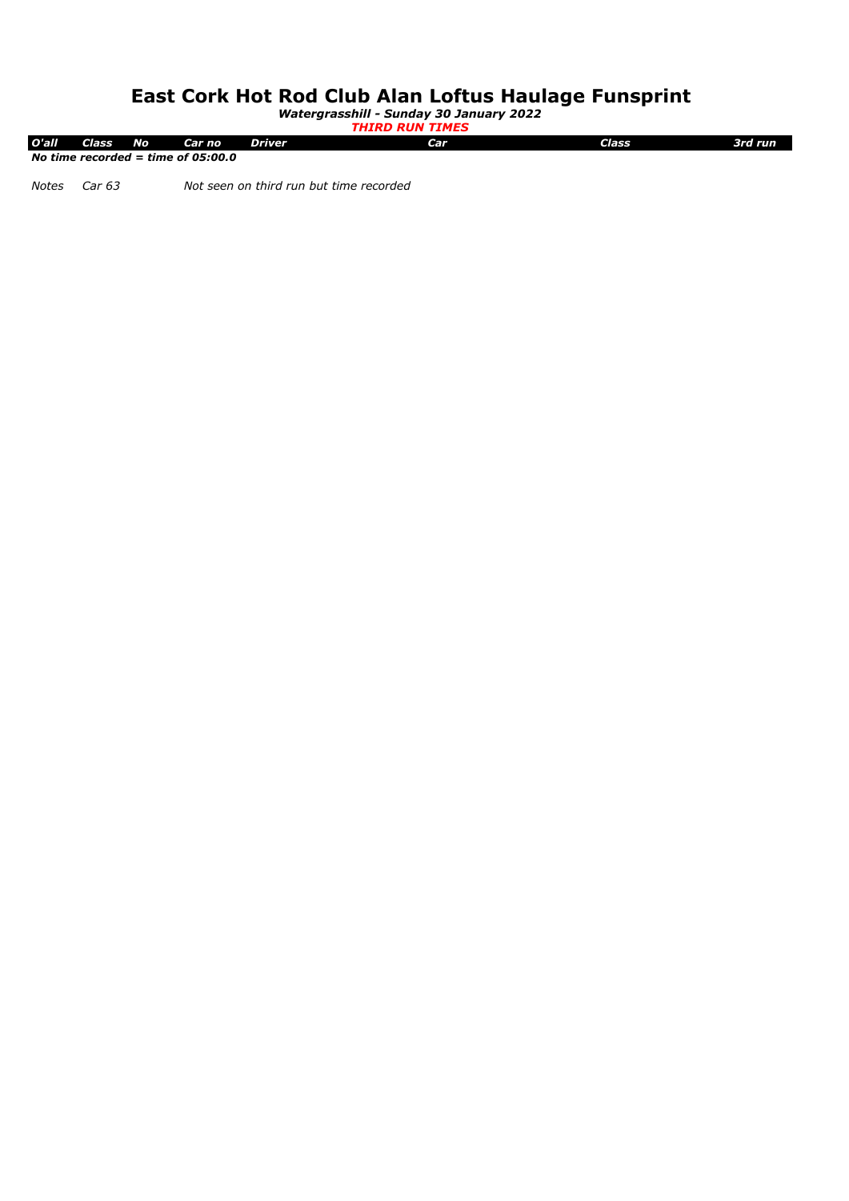# East Cork Hot Rod Club Alan Loftus Haulage Funsprint

*Watergrasshill - Sunday 30 January 2022*

*THIRD RUN TIMES*

| O'all | Class | No | Car no | Driver | Car | Class | 3rd run |
|---|---|---|---|---|---|---|---|

***No time recorded = time of 05:00.0***

*Notes* *Car 63* *Not seen on third run but time recorded*